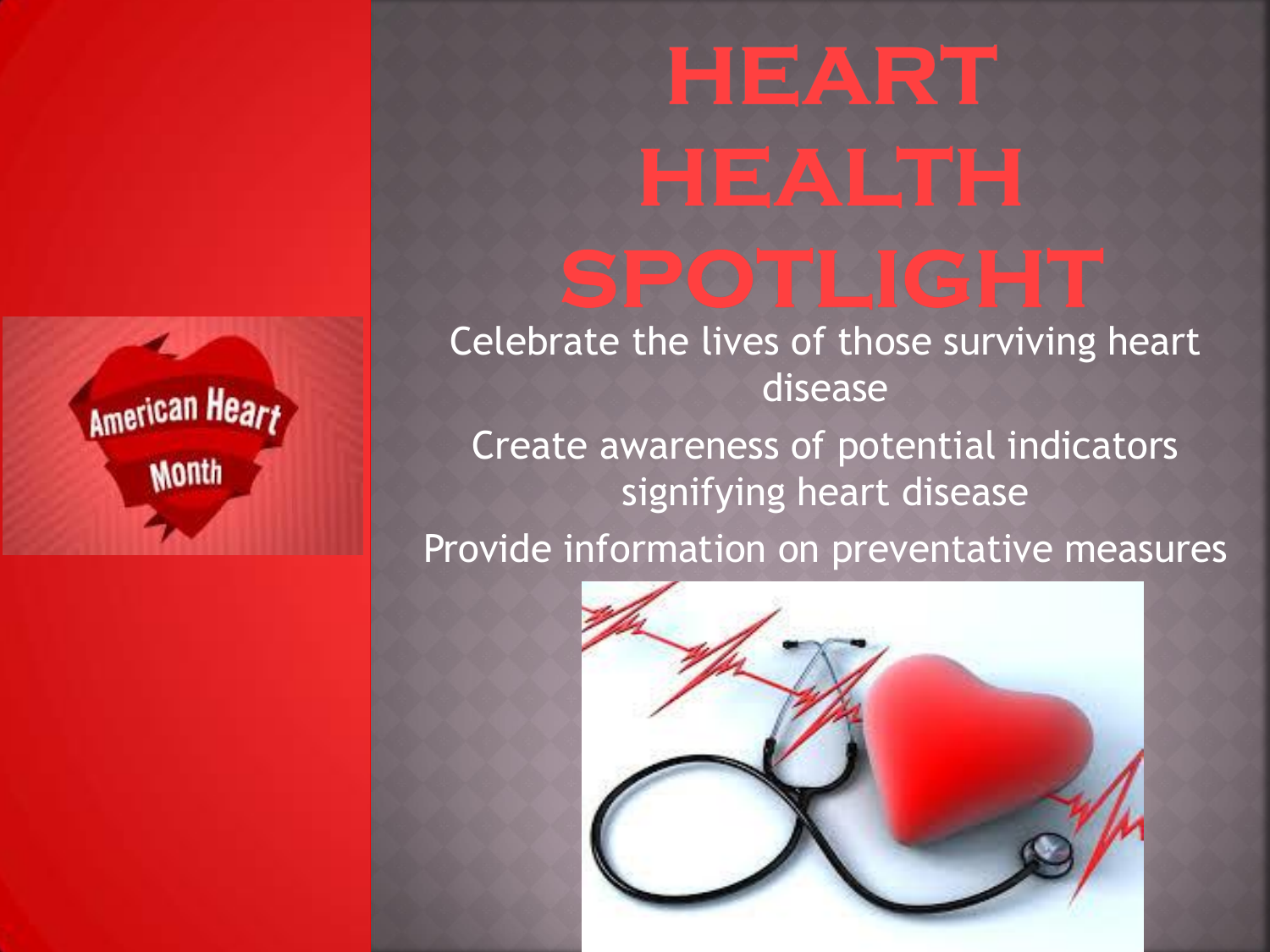# HEART HEALTH SPOTLIGHT

Celebrate the lives of those surviving heart disease

Create awareness of potential indicators signifying heart disease

Provide information on preventative measures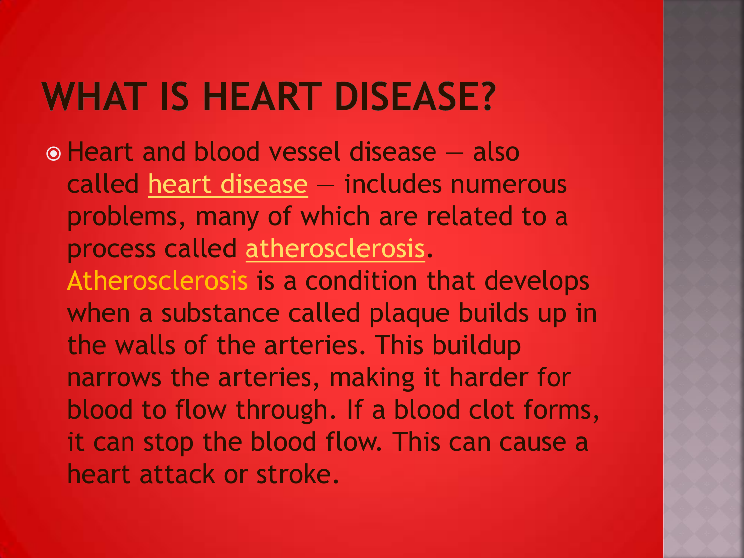# WHAT IS HEART DISEASE?

- Heart and blood vessel disease — also called heart disease — includes numerous problems, many of which are related to a process called atherosclerosis. Atherosclerosis is a condition that develops when a substance called plaque builds up in the walls of the arteries. This buildup narrows the arteries, making it harder for blood to flow through. If a blood clot forms, it can stop the blood flow. This can cause a heart attack or stroke.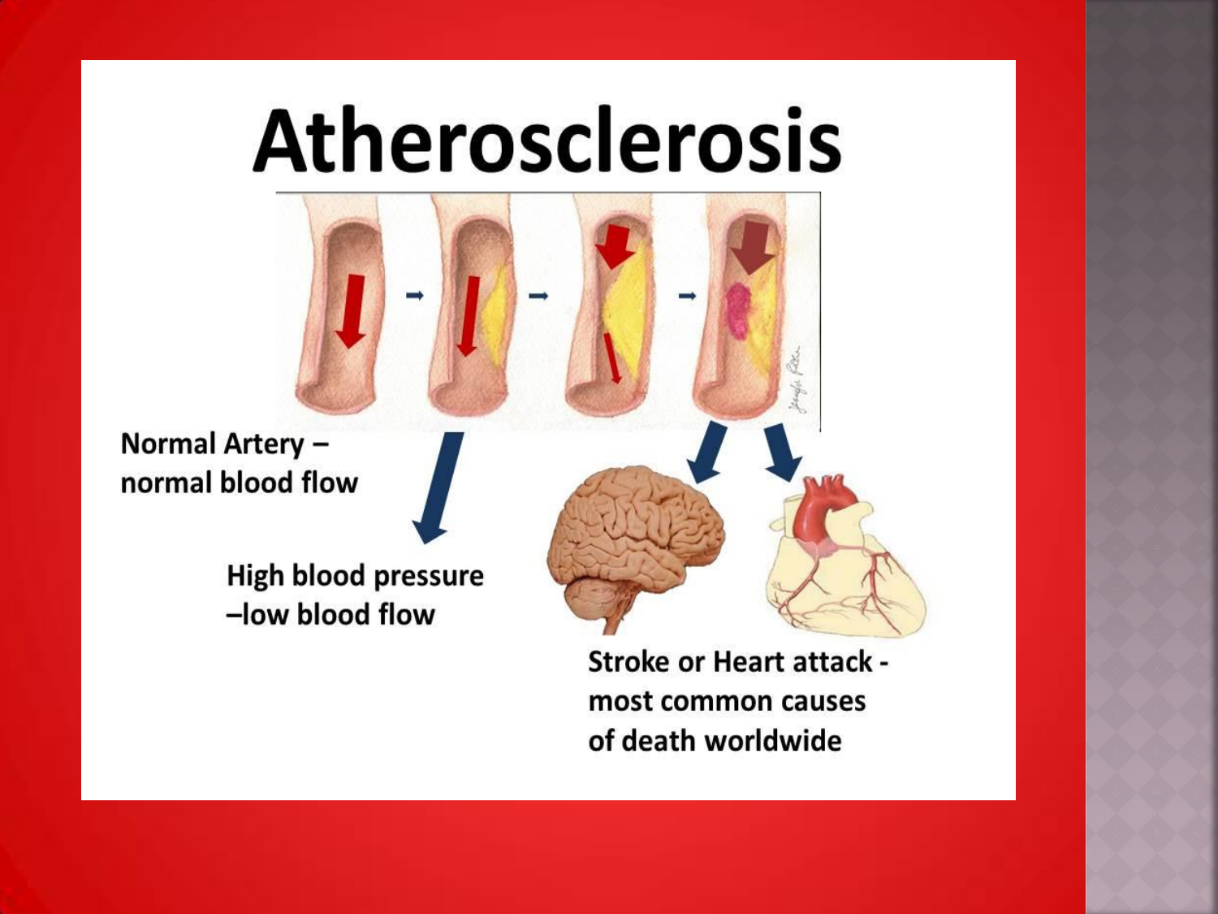# Atherosclerosis

Normal Artery – normal blood flow

High blood pressure –low blood flow

Stroke or Heart attack - most common causes of death worldwide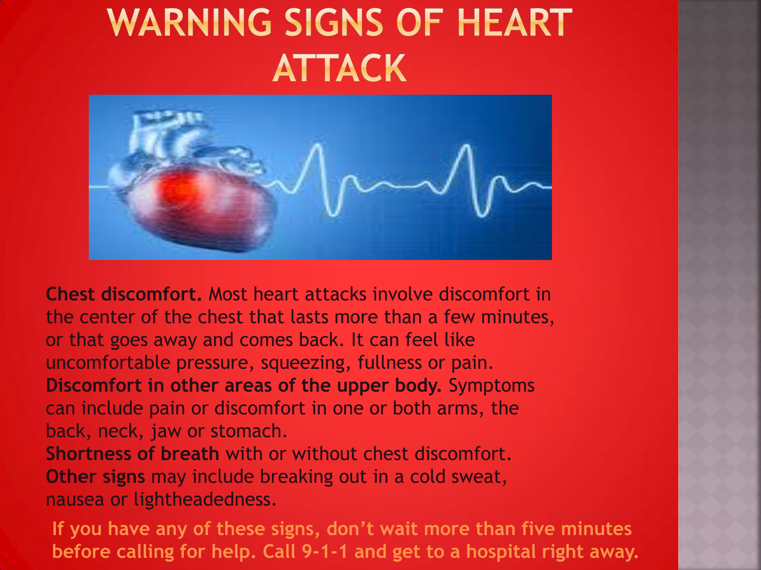# WARNING SIGNS OF HEART ATTACK

**Chest discomfort.** Most heart attacks involve discomfort in the center of the chest that lasts more than a few minutes, or that goes away and comes back. It can feel like uncomfortable pressure, squeezing, fullness or pain.

**Discomfort in other areas of the upper body.** Symptoms can include pain or discomfort in one or both arms, the back, neck, jaw or stomach.

**Shortness of breath** with or without chest discomfort.

**Other signs** may include breaking out in a cold sweat, nausea or lightheadedness.

**If you have any of these signs, don't wait more than five minutes before calling for help. Call 9-1-1 and get to a hospital right away.**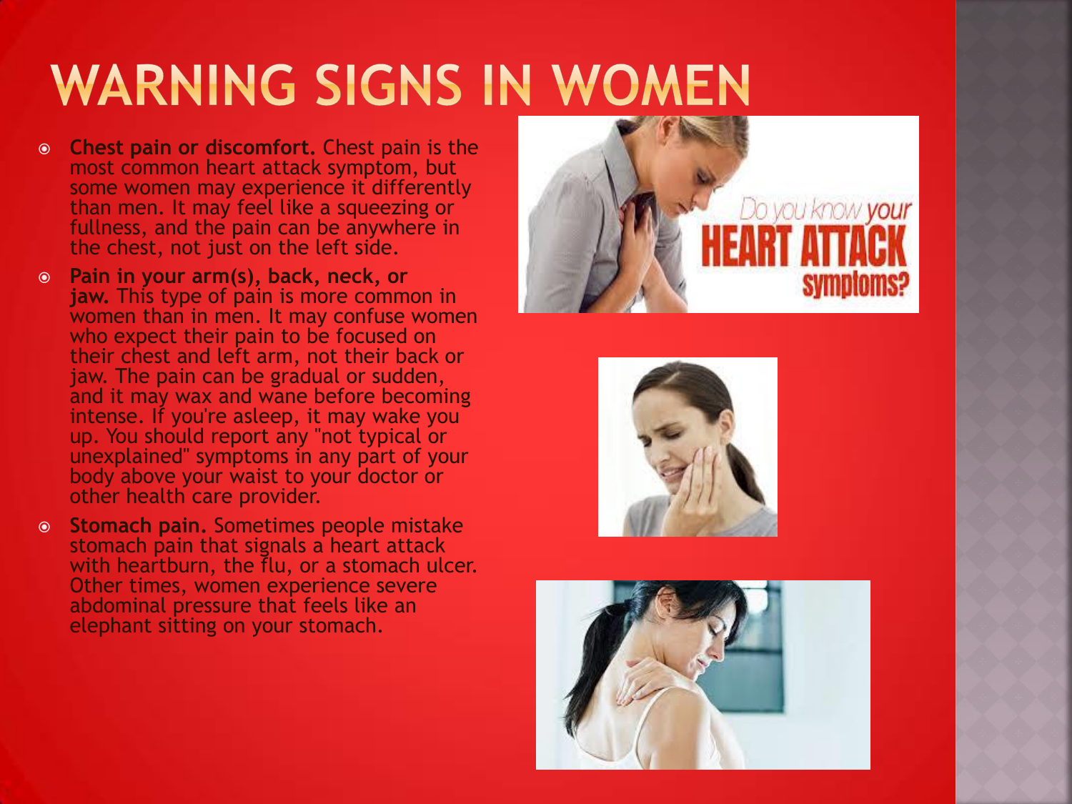# WARNING SIGNS IN WOMEN

- **Chest pain or discomfort.** Chest pain is the most common heart attack symptom, but some women may experience it differently than men. It may feel like a squeezing or fullness, and the pain can be anywhere in the chest, not just on the left side.
- **Pain in your arm(s), back, neck, or jaw.** This type of pain is more common in women than in men. It may confuse women who expect their pain to be focused on their chest and left arm, not their back or jaw. The pain can be gradual or sudden, and it may wax and wane before becoming intense. If you're asleep, it may wake you up. You should report any "not typical or unexplained" symptoms in any part of your body above your waist to your doctor or other health care provider.
- **Stomach pain.** Sometimes people mistake stomach pain that signals a heart attack with heartburn, the flu, or a stomach ulcer. Other times, women experience severe abdominal pressure that feels like an elephant sitting on your stomach.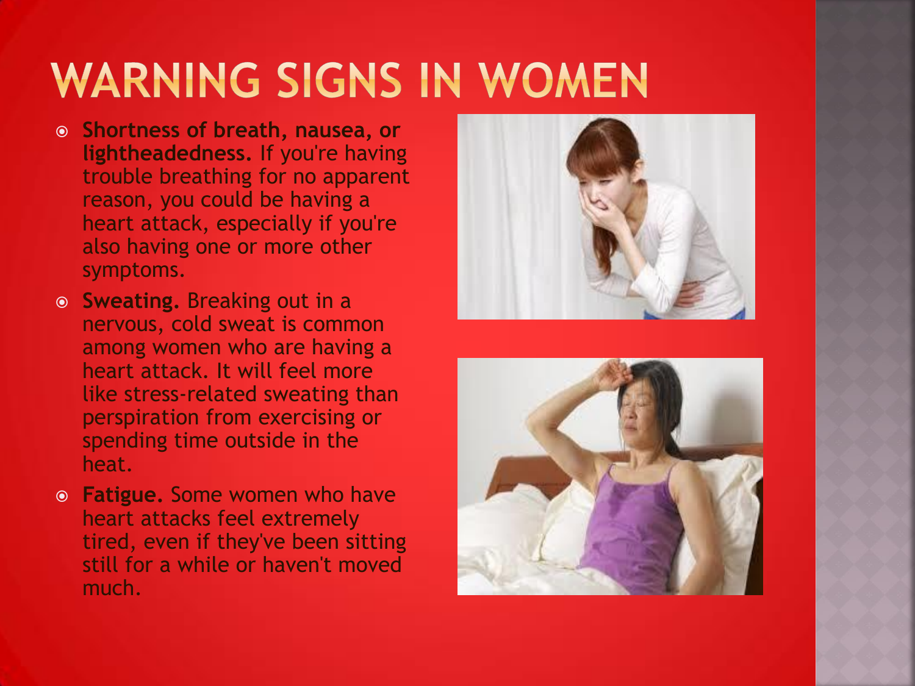# WARNING SIGNS IN WOMEN

- **Shortness of breath, nausea, or lightheadedness.** If you're having trouble breathing for no apparent reason, you could be having a heart attack, especially if you're also having one or more other symptoms.
- **Sweating.** Breaking out in a nervous, cold sweat is common among women who are having a heart attack. It will feel more like stress-related sweating than perspiration from exercising or spending time outside in the heat.
- **Fatigue.** Some women who have heart attacks feel extremely tired, even if they've been sitting still for a while or haven't moved much.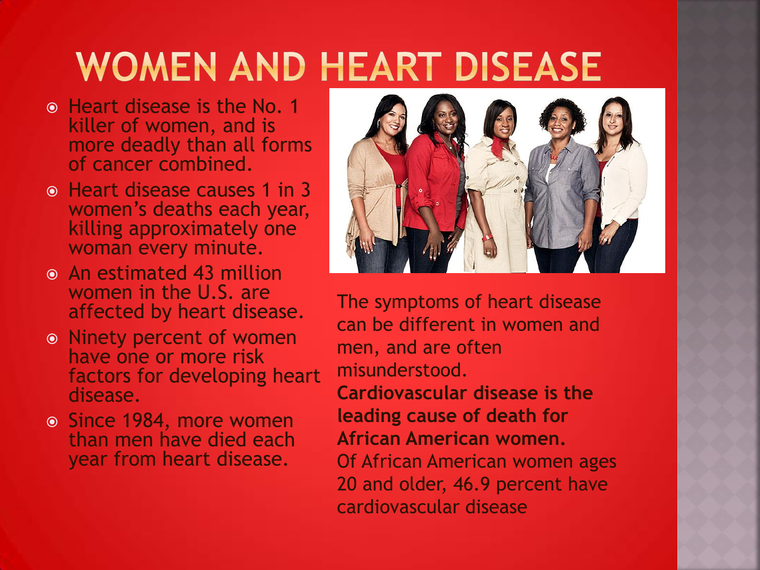# WOMEN AND HEART DISEASE

- Heart disease is the No. 1 killer of women, and is more deadly than all forms of cancer combined.
- Heart disease causes 1 in 3 women's deaths each year, killing approximately one woman every minute.
- An estimated 43 million women in the U.S. are affected by heart disease.
- Ninety percent of women have one or more risk factors for developing heart disease.
- Since 1984, more women than men have died each year from heart disease.

The symptoms of heart disease can be different in women and men, and are often misunderstood.

**Cardiovascular disease is the leading cause of death for African American women.**

Of African American women ages 20 and older, 46.9 percent have cardiovascular disease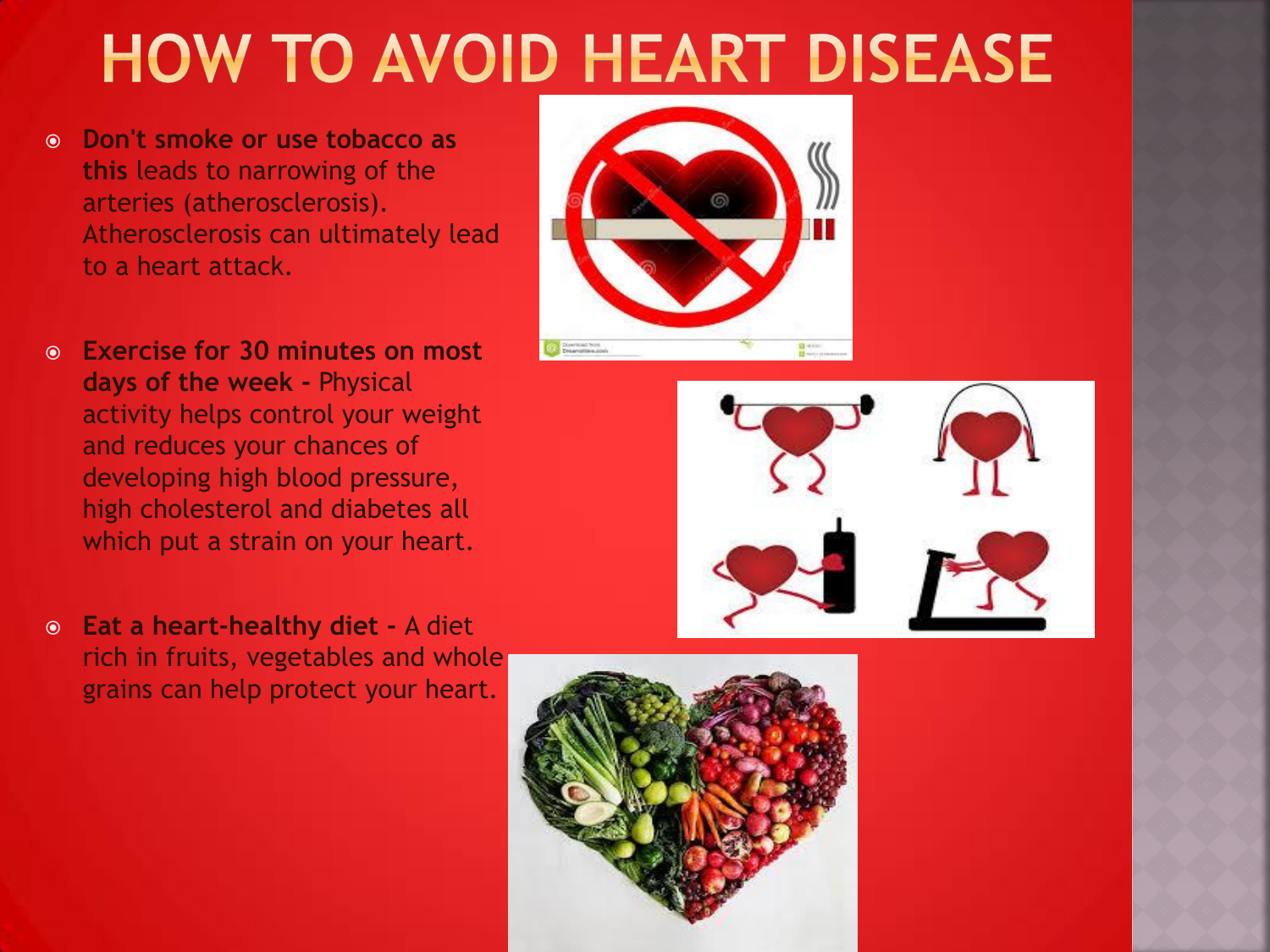# HOW TO AVOID HEART DISEASE

- **Don't smoke or use tobacco as this** leads to narrowing of the arteries (atherosclerosis). Atherosclerosis can ultimately lead to a heart attack.

- **Exercise for 30 minutes on most days of the week -** Physical activity helps control your weight and reduces your chances of developing high blood pressure, high cholesterol and diabetes all which put a strain on your heart.

- **Eat a heart-healthy diet -** A diet rich in fruits, vegetables and whole grains can help protect your heart.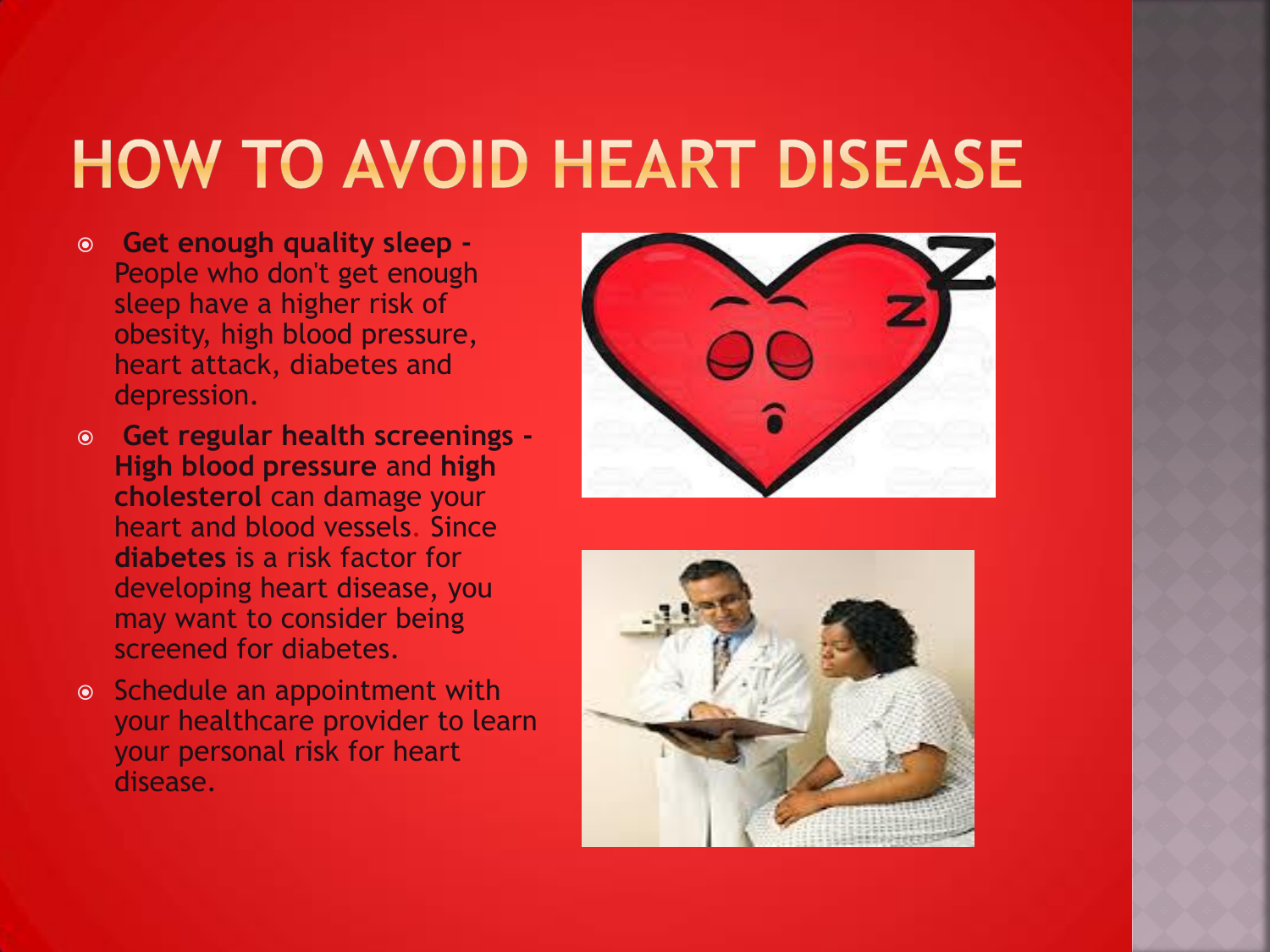# HOW TO AVOID HEART DISEASE

- **Get enough quality sleep -** People who don't get enough sleep have a higher risk of obesity, high blood pressure, heart attack, diabetes and depression.
- **Get regular health screenings - High blood pressure** and **high cholesterol** can damage your heart and blood vessels. Since **diabetes** is a risk factor for developing heart disease, you may want to consider being screened for diabetes.
- Schedule an appointment with your healthcare provider to learn your personal risk for heart disease.